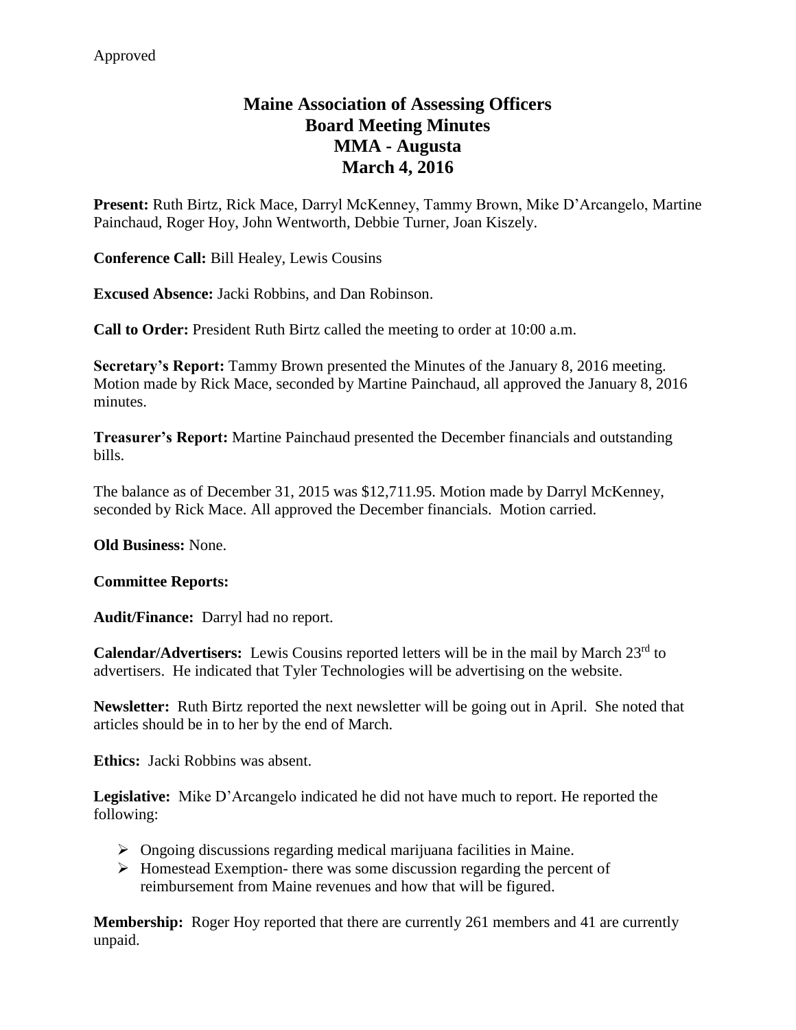Approved

# Maine Association of Assessing Officers
# Board Meeting Minutes
# MMA - Augusta
# March 4, 2016

**Present:** Ruth Birtz, Rick Mace, Darryl McKenney, Tammy Brown, Mike D'Arcangelo, Martine Painchaud, Roger Hoy, John Wentworth, Debbie Turner, Joan Kiszely.

**Conference Call:** Bill Healey, Lewis Cousins

**Excused Absence:** Jacki Robbins, and Dan Robinson.

**Call to Order:** President Ruth Birtz called the meeting to order at 10:00 a.m.

**Secretary's Report:** Tammy Brown presented the Minutes of the January 8, 2016 meeting. Motion made by Rick Mace, seconded by Martine Painchaud, all approved the January 8, 2016 minutes.

**Treasurer's Report:** Martine Painchaud presented the December financials and outstanding bills.

The balance as of December 31, 2015 was $12,711.95. Motion made by Darryl McKenney, seconded by Rick Mace. All approved the December financials. Motion carried.

**Old Business:** None.

**Committee Reports:**

**Audit/Finance:** Darryl had no report.

**Calendar/Advertisers:** Lewis Cousins reported letters will be in the mail by March 23rd to advertisers. He indicated that Tyler Technologies will be advertising on the website.

**Newsletter:** Ruth Birtz reported the next newsletter will be going out in April. She noted that articles should be in to her by the end of March.

**Ethics:** Jacki Robbins was absent.

**Legislative:** Mike D'Arcangelo indicated he did not have much to report. He reported the following:

- Ongoing discussions regarding medical marijuana facilities in Maine.
- Homestead Exemption- there was some discussion regarding the percent of reimbursement from Maine revenues and how that will be figured.

**Membership:** Roger Hoy reported that there are currently 261 members and 41 are currently unpaid.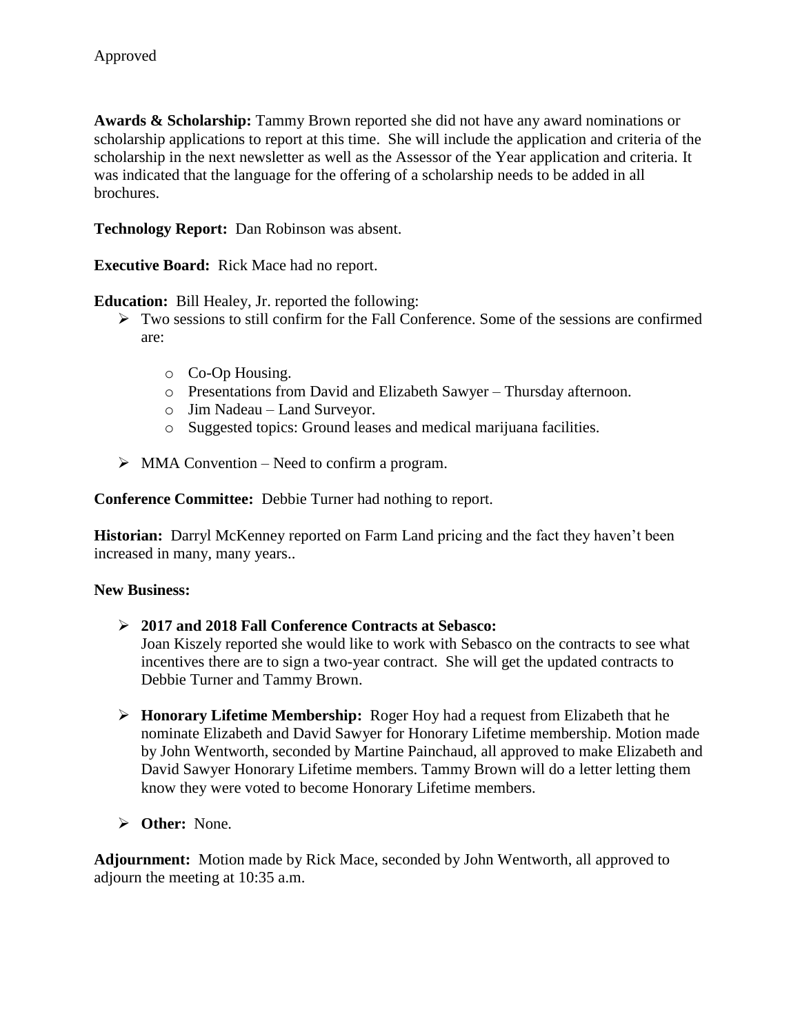Approved

**Awards & Scholarship:** Tammy Brown reported she did not have any award nominations or scholarship applications to report at this time. She will include the application and criteria of the scholarship in the next newsletter as well as the Assessor of the Year application and criteria. It was indicated that the language for the offering of a scholarship needs to be added in all brochures.

**Technology Report:** Dan Robinson was absent.

**Executive Board:** Rick Mace had no report.

**Education:** Bill Healey, Jr. reported the following:

- Two sessions to still confirm for the Fall Conference. Some of the sessions are confirmed are:
  - Co-Op Housing.
  - Presentations from David and Elizabeth Sawyer – Thursday afternoon.
  - Jim Nadeau – Land Surveyor.
  - Suggested topics: Ground leases and medical marijuana facilities.
- MMA Convention – Need to confirm a program.

**Conference Committee:** Debbie Turner had nothing to report.

**Historian:** Darryl McKenney reported on Farm Land pricing and the fact they haven't been increased in many, many years..

**New Business:**

- **2017 and 2018 Fall Conference Contracts at Sebasco:** Joan Kiszely reported she would like to work with Sebasco on the contracts to see what incentives there are to sign a two-year contract. She will get the updated contracts to Debbie Turner and Tammy Brown.
- **Honorary Lifetime Membership:** Roger Hoy had a request from Elizabeth that he nominate Elizabeth and David Sawyer for Honorary Lifetime membership. Motion made by John Wentworth, seconded by Martine Painchaud, all approved to make Elizabeth and David Sawyer Honorary Lifetime members. Tammy Brown will do a letter letting them know they were voted to become Honorary Lifetime members.
- **Other:** None.

**Adjournment:** Motion made by Rick Mace, seconded by John Wentworth, all approved to adjourn the meeting at 10:35 a.m.